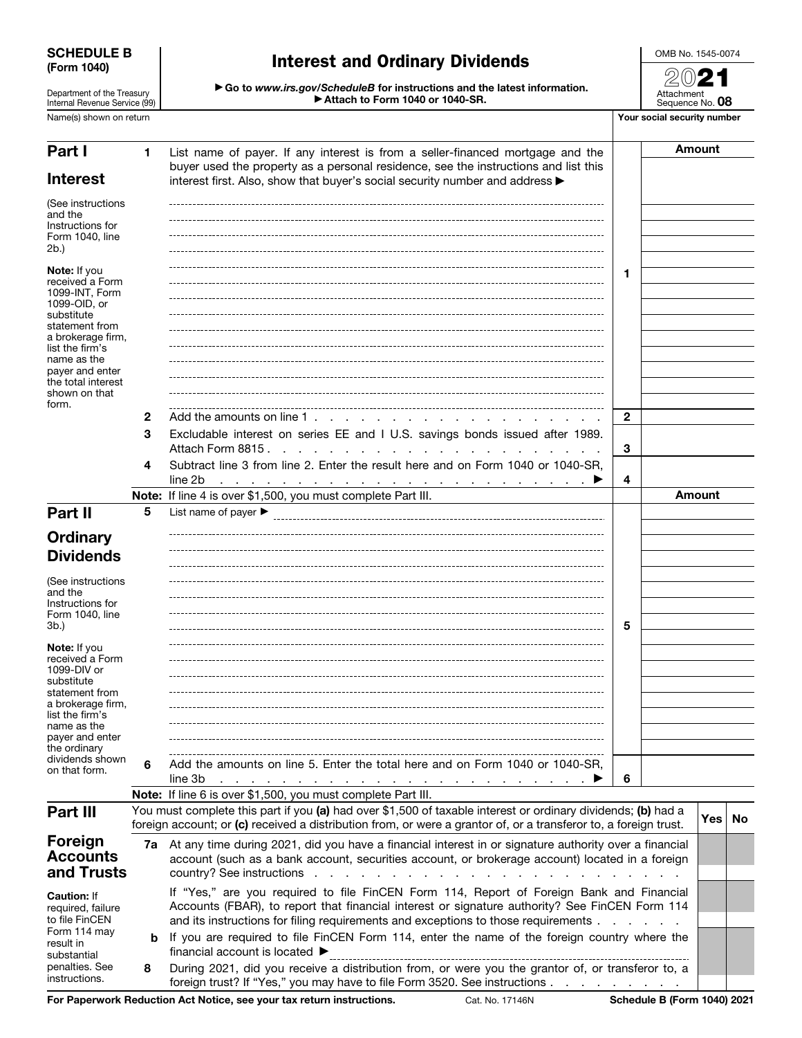**SCHEDULE B (Form 1040)**

Department of the Treasury Internal Revenue Service (99)

# Interest and Ordinary Dividends

▶ Go to *www.irs.gov/ScheduleB* for instructions and the latest information.
▶ Attach to Form 1040 or 1040-SR.

OMB No. 1545-0074

2021

Attachment Sequence No. **08**

Name(s) shown on return | Your social security number

## Part I Interest

(See instructions and the Instructions for Form 1040, line 2b.)

**Note:** If you received a Form 1099-INT, Form 1099-OID, or substitute statement from a brokerage firm, list the firm's name as the payer and enter the total interest shown on that form.

| | | | Amount |
|---|---|---|---|
| **1** | List name of payer. If any interest is from a seller-financed mortgage and the buyer used the property as a personal residence, see the instructions and list this interest first. Also, show that buyer's social security number and address ▶ | **1** | |
| **2** | Add the amounts on line 1 . . . . . . . . . . . . . . . . . . . . | **2** | |
| **3** | Excludable interest on series EE and I U.S. savings bonds issued after 1989. Attach Form 8815 . . . . . . . . . . . . . . . . . . . . | **3** | |
| **4** | Subtract line 3 from line 2. Enter the result here and on Form 1040 or 1040-SR, line 2b . . . . . . . . . . . . . . . . . . . . ▶ | **4** | |

**Note:** If line 4 is over $1,500, you must complete Part III.

## Part II Ordinary Dividends

(See instructions and the Instructions for Form 1040, line 3b.)

**Note:** If you received a Form 1099-DIV or substitute statement from a brokerage firm, list the firm's name as the payer and enter the ordinary dividends shown on that form.

| | | | Amount |
|---|---|---|---|
| **5** | List name of payer ▶ | **5** | |
| **6** | Add the amounts on line 5. Enter the total here and on Form 1040 or 1040-SR, line 3b . . . . . . . . . . . . . . . . . . . . ▶ | **6** | |

**Note:** If line 6 is over $1,500, you must complete Part III.

## Part III Foreign Accounts and Trusts

**Caution:** If required, failure to file FinCEN Form 114 may result in substantial penalties. See instructions.

You must complete this part if you **(a)** had over $1,500 of taxable interest or ordinary dividends; **(b)** had a foreign account; or **(c)** received a distribution from, or were a grantor of, or a transferor to, a foreign trust.

| | | Yes | No |
|---|---|---|---|
| **7a** | At any time during 2021, did you have a financial interest in or signature authority over a financial account (such as a bank account, securities account, or brokerage account) located in a foreign country? See instructions . . . . . . . . . . . . . . . . . . . . | | |
| | If "Yes," are you required to file FinCEN Form 114, Report of Foreign Bank and Financial Accounts (FBAR), to report that financial interest or signature authority? See FinCEN Form 114 and its instructions for filing requirements and exceptions to those requirements . . . . . . | | |
| **b** | If you are required to file FinCEN Form 114, enter the name of the foreign country where the financial account is located ▶ | | |
| **8** | During 2021, did you receive a distribution from, or were you the grantor of, or transferor to, a foreign trust? If "Yes," you may have to file Form 3520. See instructions . . . . . . . . . | | |

For Paperwork Reduction Act Notice, see your tax return instructions. Cat. No. 17146N **Schedule B (Form 1040) 2021**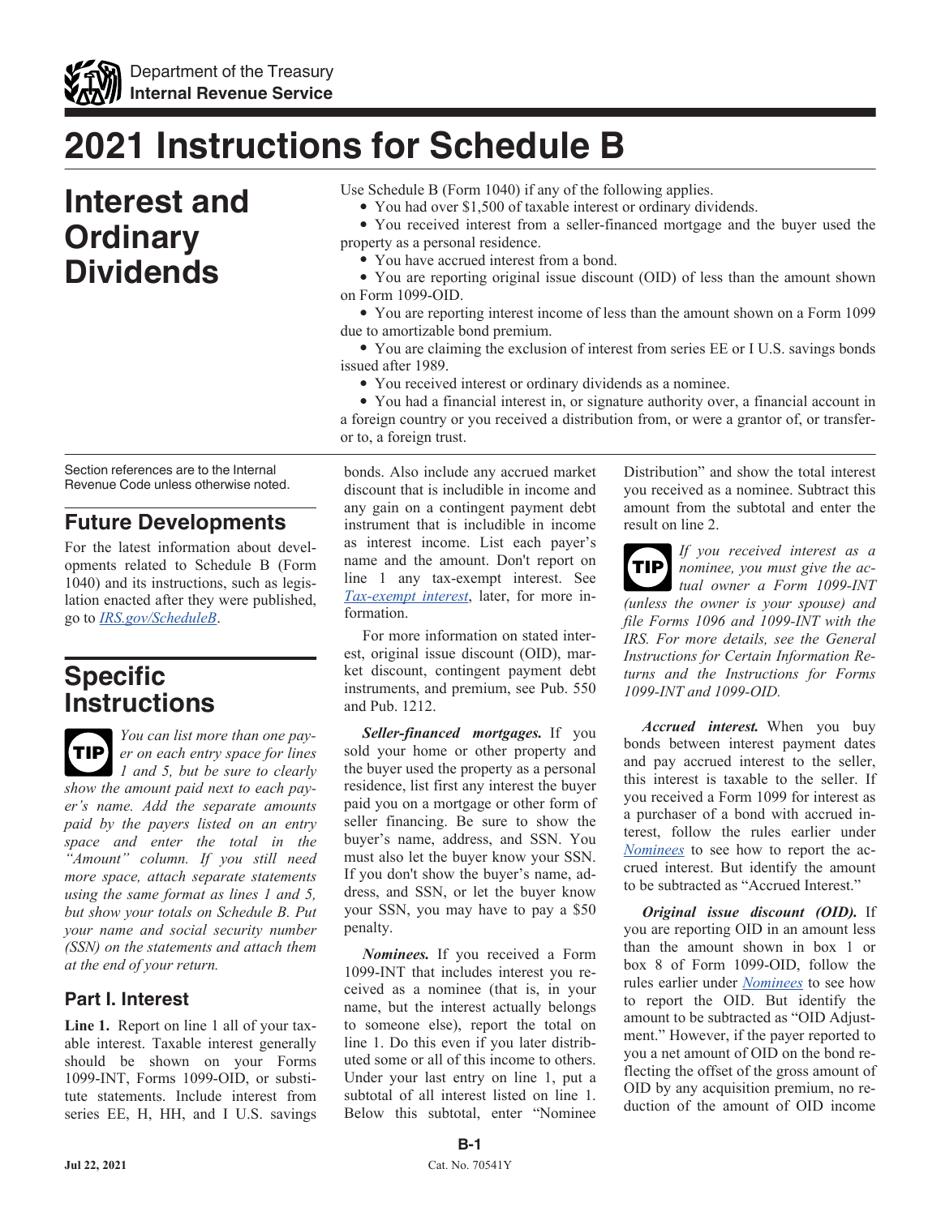# 2021 Instructions for Schedule B

# Interest and Ordinary Dividends

Use Schedule B (Form 1040) if any of the following applies.

- You had over $1,500 of taxable interest or ordinary dividends.
- You received interest from a seller-financed mortgage and the buyer used the property as a personal residence.
- You have accrued interest from a bond.
- You are reporting original issue discount (OID) of less than the amount shown on Form 1099-OID.
- You are reporting interest income of less than the amount shown on a Form 1099 due to amortizable bond premium.
- You are claiming the exclusion of interest from series EE or I U.S. savings bonds issued after 1989.
- You received interest or ordinary dividends as a nominee.
- You had a financial interest in, or signature authority over, a financial account in a foreign country or you received a distribution from, or were a grantor of, or transferor to, a foreign trust.

Section references are to the Internal Revenue Code unless otherwise noted.

## Future Developments

For the latest information about developments related to Schedule B (Form 1040) and its instructions, such as legislation enacted after they were published, go to *IRS.gov/ScheduleB*.

# Specific Instructions

**TIP** *You can list more than one payer on each entry space for lines 1 and 5, but be sure to clearly show the amount paid next to each payer's name. Add the separate amounts paid by the payers listed on an entry space and enter the total in the "Amount" column. If you still need more space, attach separate statements using the same format as lines 1 and 5, but show your totals on Schedule B. Put your name and social security number (SSN) on the statements and attach them at the end of your return.*

## Part I. Interest

**Line 1.** Report on line 1 all of your taxable interest. Taxable interest generally should be shown on your Forms 1099-INT, Forms 1099-OID, or substitute statements. Include interest from series EE, H, HH, and I U.S. savings bonds. Also include any accrued market discount that is includible in income and any gain on a contingent payment debt instrument that is includible in income as interest income. List each payer's name and the amount. Don't report on line 1 any tax-exempt interest. See *Tax-exempt interest*, later, for more information.

For more information on stated interest, original issue discount (OID), market discount, contingent payment debt instruments, and premium, see Pub. 550 and Pub. 1212.

***Seller-financed mortgages.*** If you sold your home or other property and the buyer used the property as a personal residence, list first any interest the buyer paid you on a mortgage or other form of seller financing. Be sure to show the buyer's name, address, and SSN. You must also let the buyer know your SSN. If you don't show the buyer's name, address, and SSN, or let the buyer know your SSN, you may have to pay a $50 penalty.

***Nominees.*** If you received a Form 1099-INT that includes interest you received as a nominee (that is, in your name, but the interest actually belongs to someone else), report the total on line 1. Do this even if you later distributed some or all of this income to others. Under your last entry on line 1, put a subtotal of all interest listed on line 1. Below this subtotal, enter "Nominee Distribution" and show the total interest you received as a nominee. Subtract this amount from the subtotal and enter the result on line 2.

**TIP** *If you received interest as a nominee, you must give the actual owner a Form 1099-INT (unless the owner is your spouse) and file Forms 1096 and 1099-INT with the IRS. For more details, see the General Instructions for Certain Information Returns and the Instructions for Forms 1099-INT and 1099-OID.*

***Accrued interest.*** When you buy bonds between interest payment dates and pay accrued interest to the seller, this interest is taxable to the seller. If you received a Form 1099 for interest as a purchaser of a bond with accrued interest, follow the rules earlier under *Nominees* to see how to report the accrued interest. But identify the amount to be subtracted as "Accrued Interest."

***Original issue discount (OID).*** If you are reporting OID in an amount less than the amount shown in box 1 or box 8 of Form 1099-OID, follow the rules earlier under *Nominees* to see how to report the OID. But identify the amount to be subtracted as "OID Adjustment." However, if the payer reported to you a net amount of OID on the bond reflecting the offset of the gross amount of OID by any acquisition premium, no reduction of the amount of OID income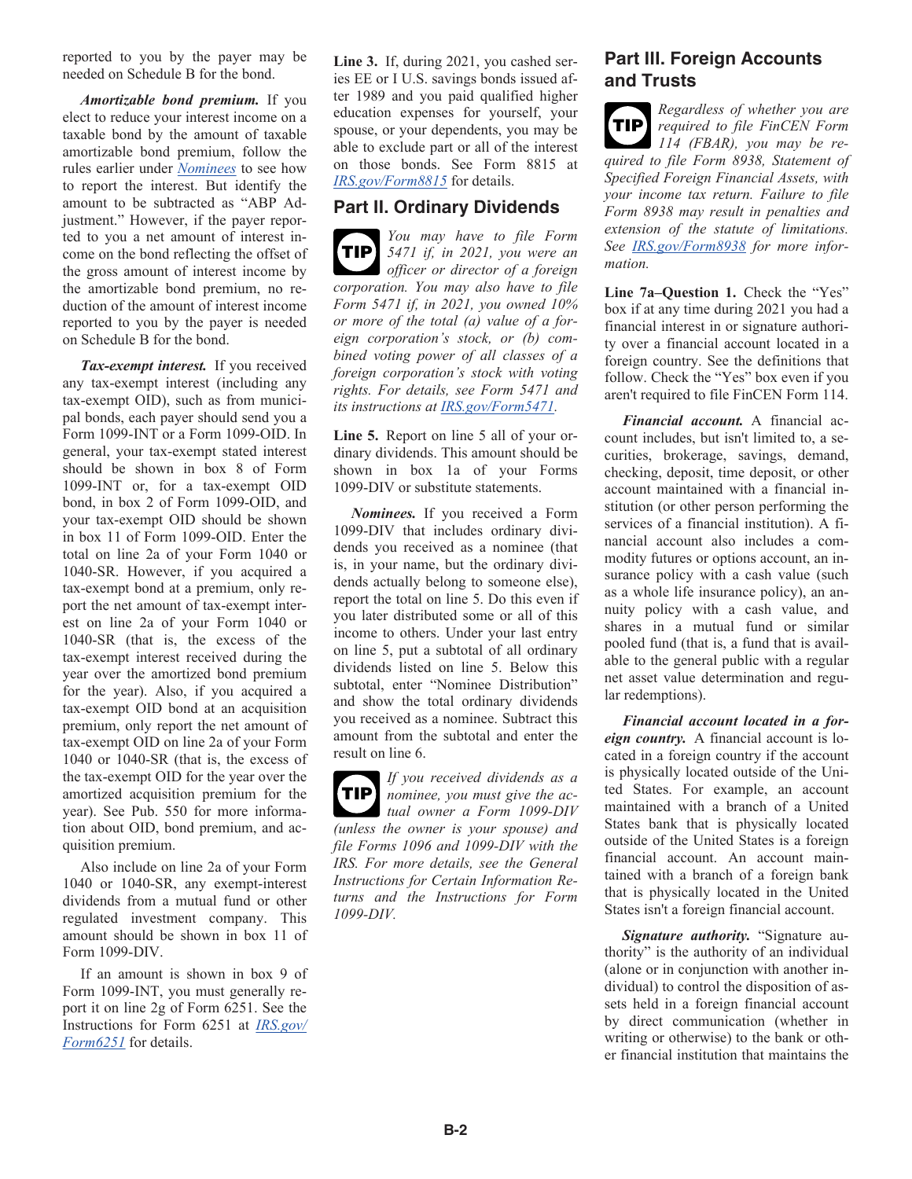reported to you by the payer may be needed on Schedule B for the bond.

***Amortizable bond premium.*** If you elect to reduce your interest income on a taxable bond by the amount of taxable amortizable bond premium, follow the rules earlier under *Nominees* to see how to report the interest. But identify the amount to be subtracted as "ABP Adjustment." However, if the payer reported to you a net amount of interest income on the bond reflecting the offset of the gross amount of interest income by the amortizable bond premium, no reduction of the amount of interest income reported to you by the payer is needed on Schedule B for the bond.

***Tax-exempt interest.*** If you received any tax-exempt interest (including any tax-exempt OID), such as from municipal bonds, each payer should send you a Form 1099-INT or a Form 1099-OID. In general, your tax-exempt stated interest should be shown in box 8 of Form 1099-INT or, for a tax-exempt OID bond, in box 2 of Form 1099-OID, and your tax-exempt OID should be shown in box 11 of Form 1099-OID. Enter the total on line 2a of Form 1040 or 1040-SR. However, if you acquired a tax-exempt bond at a premium, only report the net amount of tax-exempt interest on line 2a of your Form 1040 or 1040-SR (that is, the excess of the tax-exempt interest received during the year over the amortized bond premium for the year). Also, if you acquired a tax-exempt OID bond at an acquisition premium, only report the net amount of tax-exempt OID on line 2a of your Form 1040 or 1040-SR (that is, the excess of the tax-exempt OID for the year over the amortized acquisition premium for the year). See Pub. 550 for more information about OID, bond premium, and acquisition premium.

Also include on line 2a of your Form 1040 or 1040-SR, any exempt-interest dividends from a mutual fund or other regulated investment company. This amount should be shown in box 11 of Form 1099-DIV.

If an amount is shown in box 9 of Form 1099-INT, you must generally report it on line 2g of Form 6251. See the Instructions for Form 6251 at *IRS.gov/Form6251* for details.

**Line 3.** If, during 2021, you cashed series EE or I U.S. savings bonds issued after 1989 and you paid qualified higher education expenses for yourself, your spouse, or your dependents, you may be able to exclude part or all of the interest on those bonds. See Form 8815 at *IRS.gov/Form8815* for details.

## Part II. Ordinary Dividends

**TIP** *You may have to file Form 5471 if, in 2021, you were an officer or director of a foreign corporation. You may also have to file Form 5471 if, in 2021, you owned 10% or more of the total (a) value of a foreign corporation's stock, or (b) combined voting power of all classes of a foreign corporation's stock with voting rights. For details, see Form 5471 and its instructions at IRS.gov/Form5471.*

**Line 5.** Report on line 5 all of your ordinary dividends. This amount should be shown in box 1a of your Forms 1099-DIV or substitute statements.

***Nominees.*** If you received a Form 1099-DIV that includes ordinary dividends you received as a nominee (that is, in your name, but the ordinary dividends actually belong to someone else), report the total on line 5. Do this even if you later distributed some or all of this income to others. Under your last entry on line 5, put a subtotal of all ordinary dividends listed on line 5. Below this subtotal, enter "Nominee Distribution" and show the total ordinary dividends you received as a nominee. Subtract this amount from the subtotal and enter the result on line 6.

**TIP** *If you received dividends as a nominee, you must give the actual owner a Form 1099-DIV (unless the owner is your spouse) and file Forms 1096 and 1099-DIV with the IRS. For more details, see the General Instructions for Certain Information Returns and the Instructions for Form 1099-DIV.*

## Part III. Foreign Accounts and Trusts

**TIP** *Regardless of whether you are required to file FinCEN Form 114 (FBAR), you may be required to file Form 8938, Statement of Specified Foreign Financial Assets, with your income tax return. Failure to file Form 8938 may result in penalties and extension of the statute of limitations. See IRS.gov/Form8938 for more information.*

**Line 7a–Question 1.** Check the "Yes" box if at any time during 2021 you had a financial interest in or signature authority over a financial account located in a foreign country. See the definitions that follow. Check the "Yes" box even if you aren't required to file FinCEN Form 114.

***Financial account.*** A financial account includes, but isn't limited to, a securities, brokerage, savings, demand, checking, deposit, time deposit, or other account maintained with a financial institution (or other person performing the services of a financial institution). A financial account also includes a commodity futures or options account, an insurance policy with a cash value (such as a whole life insurance policy), an annuity policy with a cash value, and shares in a mutual fund or similar pooled fund (that is, a fund that is available to the general public with a regular net asset value determination and regular redemptions).

***Financial account located in a foreign country.*** A financial account is located in a foreign country if the account is physically located outside of the United States. For example, an account maintained with a branch of a United States bank that is physically located outside of the United States is a foreign financial account. An account maintained with a branch of a foreign bank that is physically located in the United States isn't a foreign financial account.

***Signature authority.*** "Signature authority" is the authority of an individual (alone or in conjunction with another individual) to control the disposition of assets held in a foreign financial account by direct communication (whether in writing or otherwise) to the bank or other financial institution that maintains the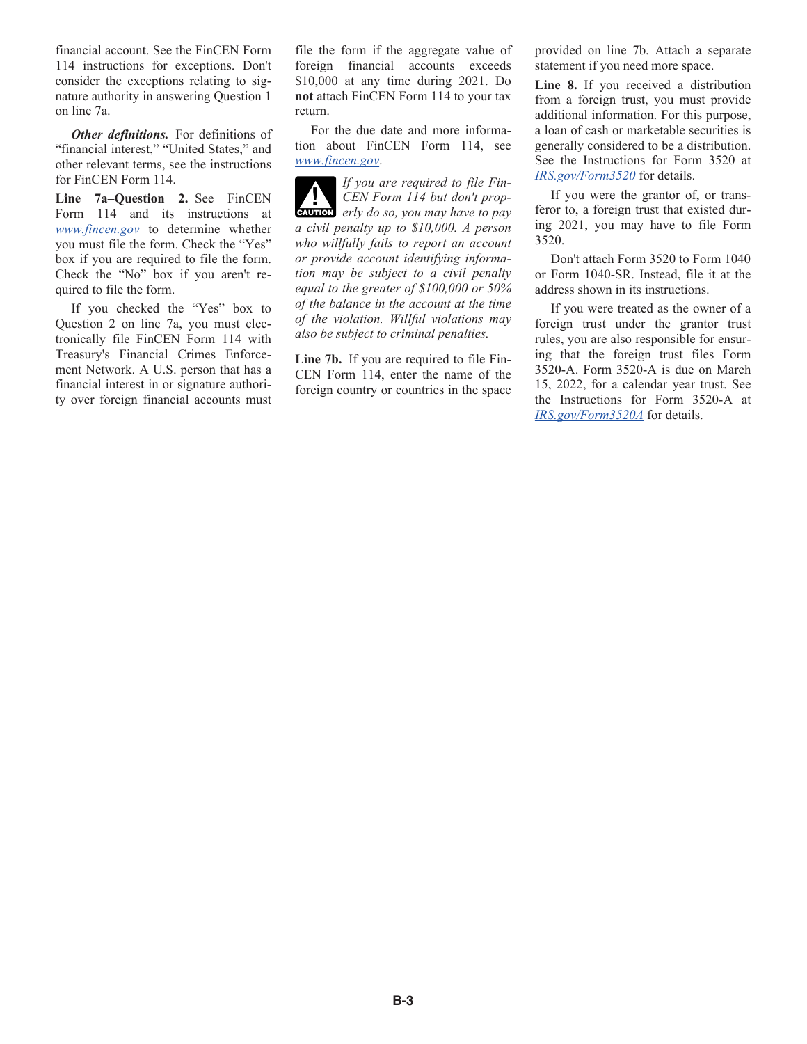financial account. See the FinCEN Form 114 instructions for exceptions. Don't consider the exceptions relating to signature authority in answering Question 1 on line 7a.

***Other definitions.*** For definitions of “financial interest,” “United States,” and other relevant terms, see the instructions for FinCEN Form 114.

**Line 7a–Question 2.** See FinCEN Form 114 and its instructions at *www.fincen.gov* to determine whether you must file the form. Check the “Yes” box if you are required to file the form. Check the “No” box if you aren't required to file the form.

If you checked the “Yes” box to Question 2 on line 7a, you must electronically file FinCEN Form 114 with Treasury's Financial Crimes Enforcement Network. A U.S. person that has a financial interest in or signature authority over foreign financial accounts must file the form if the aggregate value of foreign financial accounts exceeds $10,000 at any time during 2021. Do **not** attach FinCEN Form 114 to your tax return.

For the due date and more information about FinCEN Form 114, see *www.fincen.gov*.

CAUTION *If you are required to file FinCEN Form 114 but don't properly do so, you may have to pay a civil penalty up to $10,000. A person who willfully fails to report an account or provide account identifying information may be subject to a civil penalty equal to the greater of $100,000 or 50% of the balance in the account at the time of the violation. Willful violations may also be subject to criminal penalties.*

**Line 7b.** If you are required to file FinCEN Form 114, enter the name of the foreign country or countries in the space provided on line 7b. Attach a separate statement if you need more space.

**Line 8.** If you received a distribution from a foreign trust, you must provide additional information. For this purpose, a loan of cash or marketable securities is generally considered to be a distribution. See the Instructions for Form 3520 at *IRS.gov/Form3520* for details.

If you were the grantor of, or transferor to, a foreign trust that existed during 2021, you may have to file Form 3520.

Don't attach Form 3520 to Form 1040 or Form 1040-SR. Instead, file it at the address shown in its instructions.

If you were treated as the owner of a foreign trust under the grantor trust rules, you are also responsible for ensuring that the foreign trust files Form 3520-A. Form 3520-A is due on March 15, 2022, for a calendar year trust. See the Instructions for Form 3520-A at *IRS.gov/Form3520A* for details.